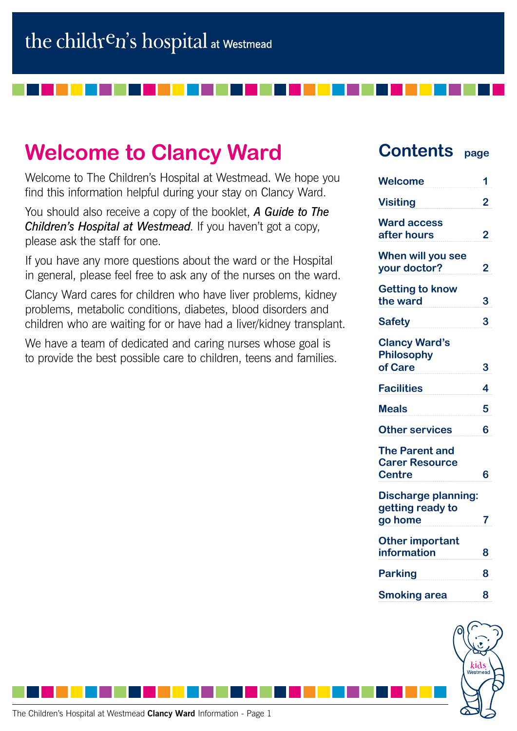the children's hospital at Westmead

# Welcome to Clancy Ward

Welcome to The Children's Hospital at Westmead. We hope you find this information helpful during your stay on Clancy Ward.

You should also receive a copy of the booklet, ***A Guide to The Children's Hospital at Westmead***. If you haven't got a copy, please ask the staff for one.

If you have any more questions about the ward or the Hospital in general, please feel free to ask any of the nurses on the ward.

Clancy Ward cares for children who have liver problems, kidney problems, metabolic conditions, diabetes, blood disorders and children who are waiting for or have had a liver/kidney transplant.

We have a team of dedicated and caring nurses whose goal is to provide the best possible care to children, teens and families.

## Contents

| Contents | page |
|---|---|
| Welcome | 1 |
| Visiting | 2 |
| Ward access after hours | 2 |
| When will you see your doctor? | 2 |
| Getting to know the ward | 3 |
| Safety | 3 |
| Clancy Ward's Philosophy of Care | 3 |
| Facilities | 4 |
| Meals | 5 |
| Other services | 6 |
| The Parent and Carer Resource Centre | 6 |
| Discharge planning: getting ready to go home | 7 |
| Other important information | 8 |
| Parking | 8 |
| Smoking area | 8 |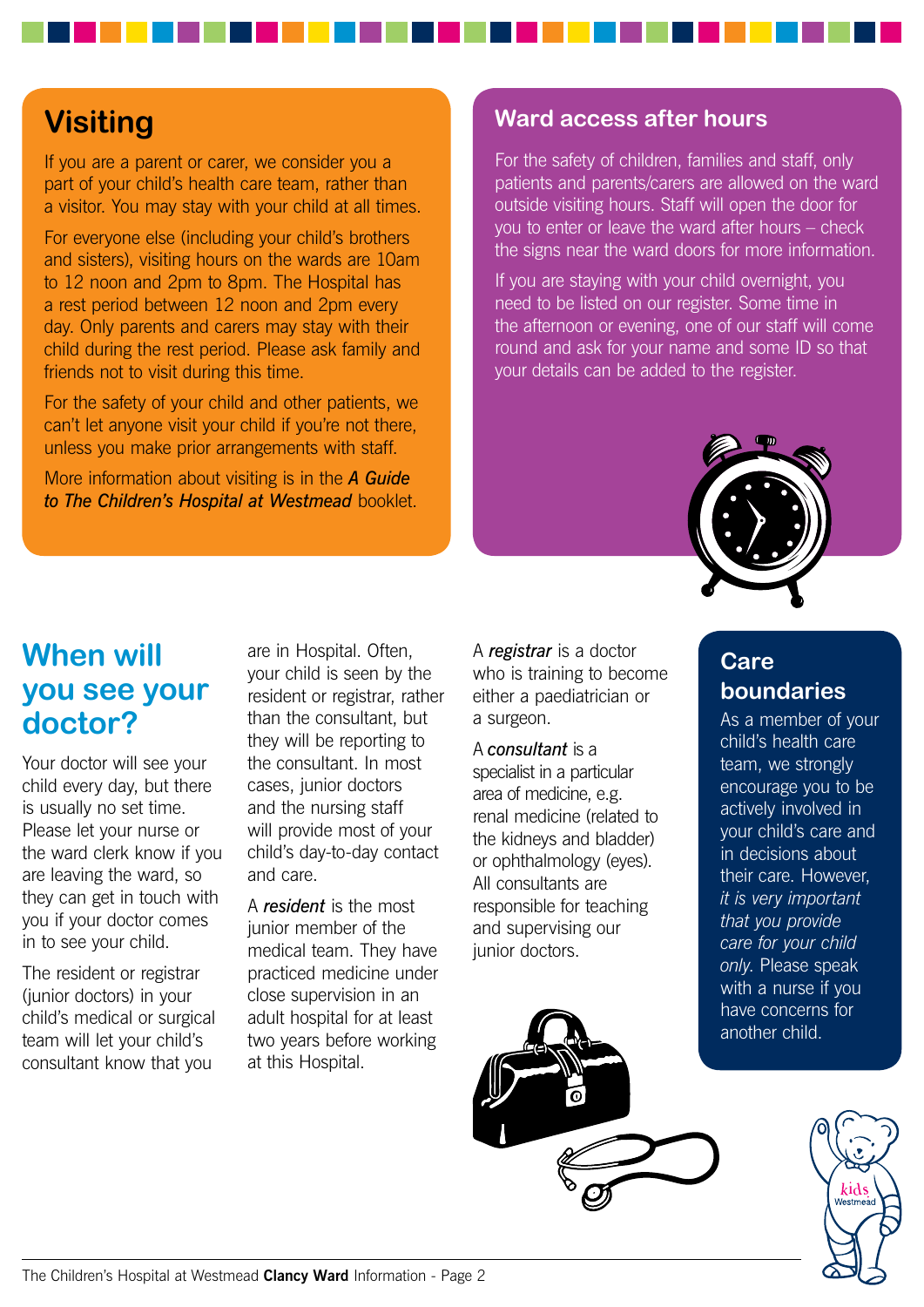## Visiting

If you are a parent or carer, we consider you a part of your child's health care team, rather than a visitor. You may stay with your child at all times.

For everyone else (including your child's brothers and sisters), visiting hours on the wards are 10am to 12 noon and 2pm to 8pm. The Hospital has a rest period between 12 noon and 2pm every day. Only parents and carers may stay with their child during the rest period. Please ask family and friends not to visit during this time.

For the safety of your child and other patients, we can't let anyone visit your child if you're not there, unless you make prior arrangements with staff.

More information about visiting is in the ***A Guide to The Children's Hospital at Westmead*** booklet.

## Ward access after hours

For the safety of children, families and staff, only patients and parents/carers are allowed on the ward outside visiting hours. Staff will open the door for you to enter or leave the ward after hours – check the signs near the ward doors for more information.

If you are staying with your child overnight, you need to be listed on our register. Some time in the afternoon or evening, one of our staff will come round and ask for your name and some ID so that your details can be added to the register.

## When will you see your doctor?

Your doctor will see your child every day, but there is usually no set time. Please let your nurse or the ward clerk know if you are leaving the ward, so they can get in touch with you if your doctor comes in to see your child.

The resident or registrar (junior doctors) in your child's medical or surgical team will let your child's consultant know that you are in Hospital. Often, your child is seen by the resident or registrar, rather than the consultant, but they will be reporting to the consultant. In most cases, junior doctors and the nursing staff will provide most of your child's day-to-day contact and care.

A ***resident*** is the most junior member of the medical team. They have practiced medicine under close supervision in an adult hospital for at least two years before working at this Hospital.

A ***registrar*** is a doctor who is training to become either a paediatrician or a surgeon.

A ***consultant*** is a specialist in a particular area of medicine, e.g. renal medicine (related to the kidneys and bladder) or ophthalmology (eyes). All consultants are responsible for teaching and supervising our junior doctors.

## Care boundaries

As a member of your child's health care team, we strongly encourage you to be actively involved in your child's care and in decisions about their care. However, *it is very important that you provide care for your child only*. Please speak with a nurse if you have concerns for another child.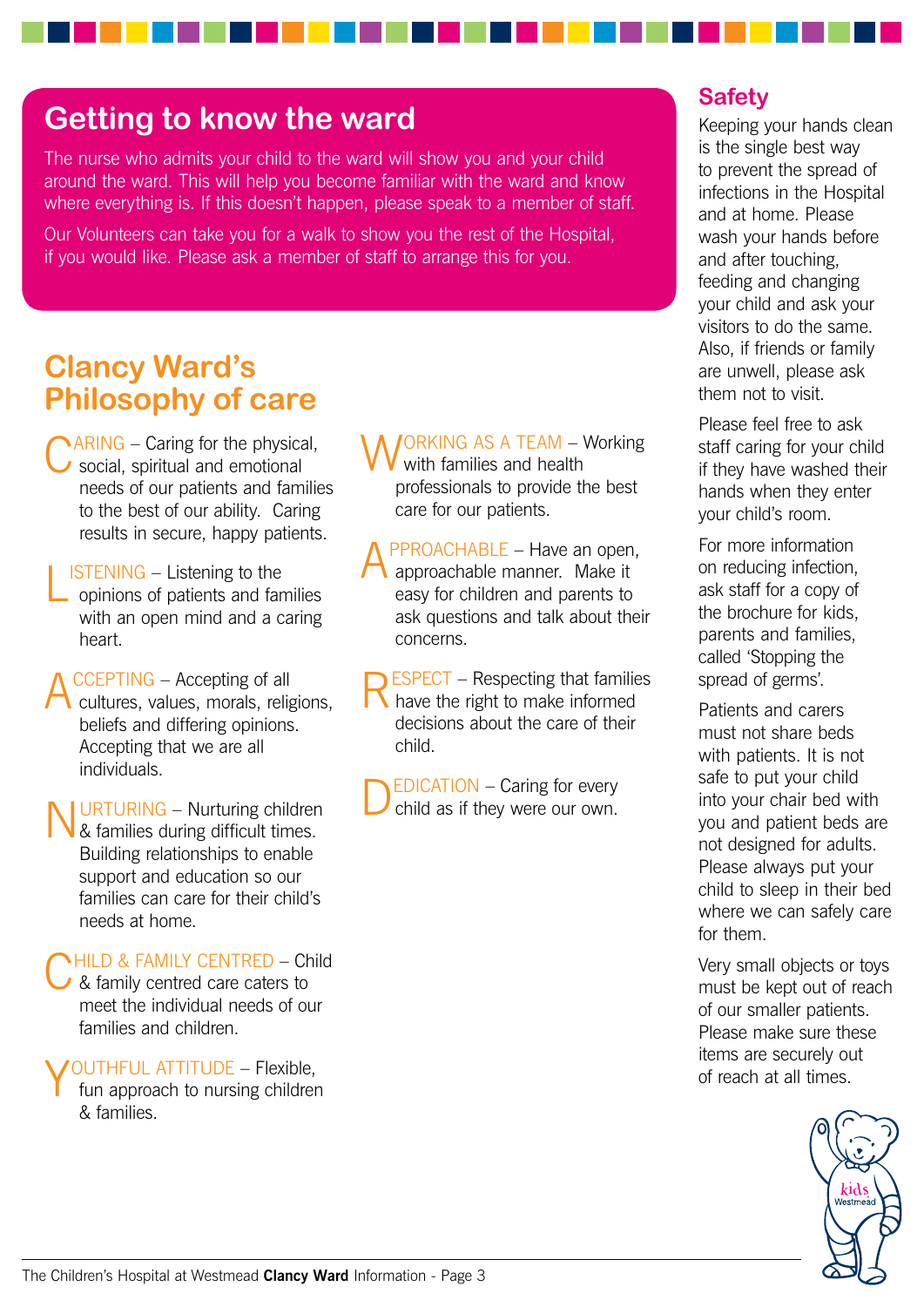## Getting to know the ward

The nurse who admits your child to the ward will show you and your child around the ward. This will help you become familiar with the ward and know where everything is. If this doesn't happen, please speak to a member of staff.

Our Volunteers can take you for a walk to show you the rest of the Hospital, if you would like. Please ask a member of staff to arrange this for you.

## Clancy Ward's Philosophy of care

**CARING** – Caring for the physical, social, spiritual and emotional needs of our patients and families to the best of our ability. Caring results in secure, happy patients.

**LISTENING** – Listening to the opinions of patients and families with an open mind and a caring heart.

**ACCEPTING** – Accepting of all cultures, values, morals, religions, beliefs and differing opinions. Accepting that we are all individuals.

**NURTURING** – Nurturing children & families during difficult times. Building relationships to enable support and education so our families can care for their child's needs at home.

**CHILD & FAMILY CENTRED** – Child & family centred care caters to meet the individual needs of our families and children.

**YOUTHFUL ATTITUDE** – Flexible, fun approach to nursing children & families.

**WORKING AS A TEAM** – Working with families and health professionals to provide the best care for our patients.

**APPROACHABLE** – Have an open, approachable manner. Make it easy for children and parents to ask questions and talk about their concerns.

**RESPECT** – Respecting that families have the right to make informed decisions about the care of their child.

**DEDICATION** – Caring for every child as if they were our own.

## Safety

Keeping your hands clean is the single best way to prevent the spread of infections in the Hospital and at home. Please wash your hands before and after touching, feeding and changing your child and ask your visitors to do the same. Also, if friends or family are unwell, please ask them not to visit.

Please feel free to ask staff caring for your child if they have washed their hands when they enter your child's room.

For more information on reducing infection, ask staff for a copy of the brochure for kids, parents and families, called 'Stopping the spread of germs'.

Patients and carers must not share beds with patients. It is not safe to put your child into your chair bed with you and patient beds are not designed for adults. Please always put your child to sleep in their bed where we can safely care for them.

Very small objects or toys must be kept out of reach of our smaller patients. Please make sure these items are securely out of reach at all times.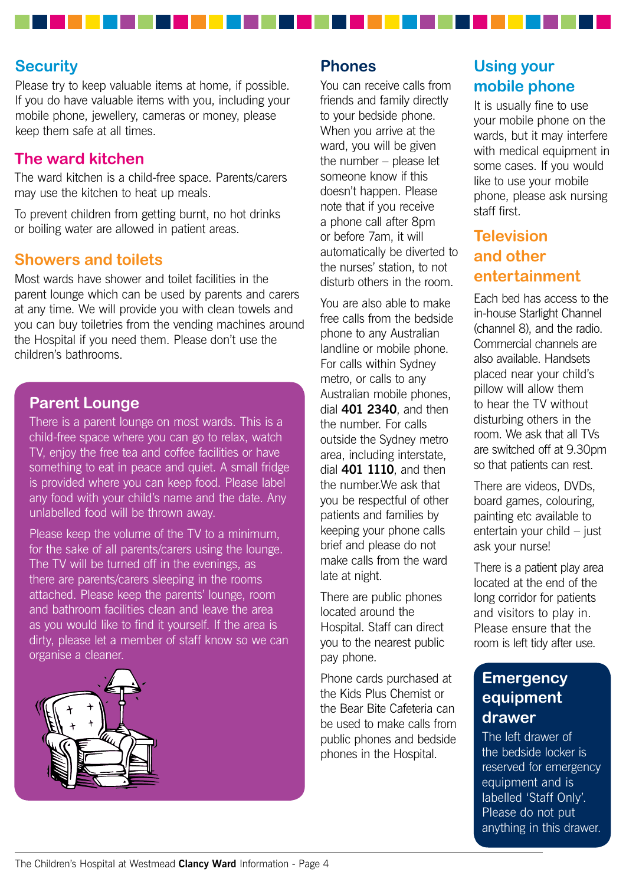## Security

Please try to keep valuable items at home, if possible. If you do have valuable items with you, including your mobile phone, jewellery, cameras or money, please keep them safe at all times.

## The ward kitchen

The ward kitchen is a child-free space. Parents/carers may use the kitchen to heat up meals.

To prevent children from getting burnt, no hot drinks or boiling water are allowed in patient areas.

## Showers and toilets

Most wards have shower and toilet facilities in the parent lounge which can be used by parents and carers at any time. We will provide you with clean towels and you can buy toiletries from the vending machines around the Hospital if you need them. Please don't use the children's bathrooms.

## Parent Lounge

There is a parent lounge on most wards. This is a child-free space where you can go to relax, watch TV, enjoy the free tea and coffee facilities or have something to eat in peace and quiet. A small fridge is provided where you can keep food. Please label any food with your child's name and the date. Any unlabelled food will be thrown away.

Please keep the volume of the TV to a minimum, for the sake of all parents/carers using the lounge. The TV will be turned off in the evenings, as there are parents/carers sleeping in the rooms attached. Please keep the parents' lounge, room and bathroom facilities clean and leave the area as you would like to find it yourself. If the area is dirty, please let a member of staff know so we can organise a cleaner.

## Phones

You can receive calls from friends and family directly to your bedside phone. When you arrive at the ward, you will be given the number – please let someone know if this doesn't happen. Please note that if you receive a phone call after 8pm or before 7am, it will automatically be diverted to the nurses' station, to not disturb others in the room.

You are also able to make free calls from the bedside phone to any Australian landline or mobile phone. For calls within Sydney metro, or calls to any Australian mobile phones, dial **401 2340**, and then the number. For calls outside the Sydney metro area, including interstate, dial **401 1110**, and then the number.We ask that you be respectful of other patients and families by keeping your phone calls brief and please do not make calls from the ward late at night.

There are public phones located around the Hospital. Staff can direct you to the nearest public pay phone.

Phone cards purchased at the Kids Plus Chemist or the Bear Bite Cafeteria can be used to make calls from public phones and bedside phones in the Hospital.

## Using your mobile phone

It is usually fine to use your mobile phone on the wards, but it may interfere with medical equipment in some cases. If you would like to use your mobile phone, please ask nursing staff first.

## Television and other entertainment

Each bed has access to the in-house Starlight Channel (channel 8), and the radio. Commercial channels are also available. Handsets placed near your child's pillow will allow them to hear the TV without disturbing others in the room. We ask that all TVs are switched off at 9.30pm so that patients can rest.

There are videos, DVDs, board games, colouring, painting etc available to entertain your child – just ask your nurse!

There is a patient play area located at the end of the long corridor for patients and visitors to play in. Please ensure that the room is left tidy after use.

## Emergency equipment drawer

The left drawer of the bedside locker is reserved for emergency equipment and is labelled 'Staff Only'. Please do not put anything in this drawer.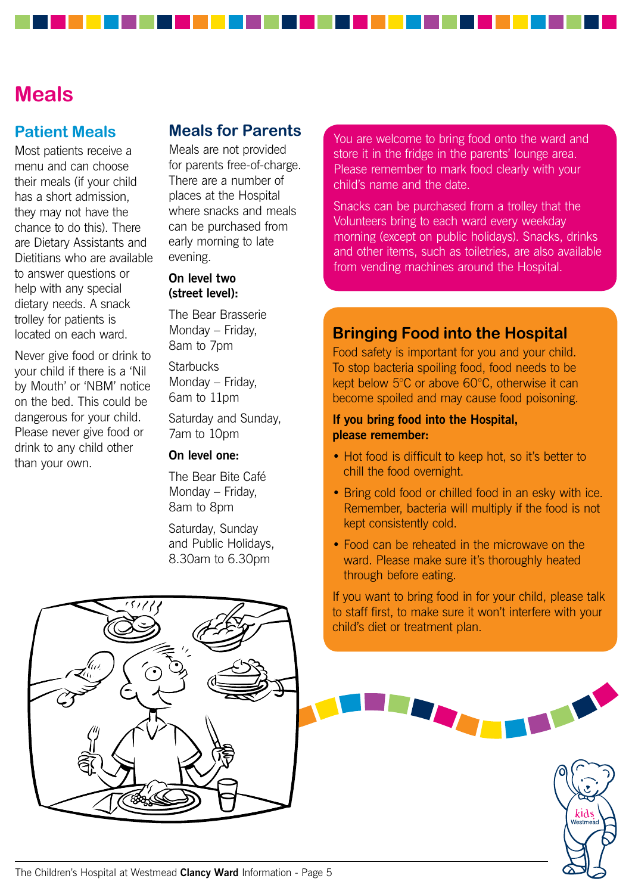# Meals

## Patient Meals

Most patients receive a menu and can choose their meals (if your child has a short admission, they may not have the chance to do this). There are Dietary Assistants and Dietitians who are available to answer questions or help with any special dietary needs. A snack trolley for patients is located on each ward.

Never give food or drink to your child if there is a 'Nil by Mouth' or 'NBM' notice on the bed. This could be dangerous for your child. Please never give food or drink to any child other than your own.

## Meals for Parents

Meals are not provided for parents free-of-charge. There are a number of places at the Hospital where snacks and meals can be purchased from early morning to late evening.

**On level two (street level):**

The Bear Brasserie
Monday – Friday,
8am to 7pm

Starbucks
Monday – Friday,
6am to 11pm

Saturday and Sunday,
7am to 10pm

**On level one:**

The Bear Bite Café
Monday – Friday,
8am to 8pm

Saturday, Sunday and Public Holidays,
8.30am to 6.30pm

You are welcome to bring food onto the ward and store it in the fridge in the parents' lounge area. Please remember to mark food clearly with your child's name and the date.

Snacks can be purchased from a trolley that the Volunteers bring to each ward every weekday morning (except on public holidays). Snacks, drinks and other items, such as toiletries, are also available from vending machines around the Hospital.

## Bringing Food into the Hospital

Food safety is important for you and your child. To stop bacteria spoiling food, food needs to be kept below 5°C or above 60°C, otherwise it can become spoiled and may cause food poisoning.

**If you bring food into the Hospital, please remember:**

- Hot food is difficult to keep hot, so it's better to chill the food overnight.
- Bring cold food or chilled food in an esky with ice. Remember, bacteria will multiply if the food is not kept consistently cold.
- Food can be reheated in the microwave on the ward. Please make sure it's thoroughly heated through before eating.

If you want to bring food in for your child, please talk to staff first, to make sure it won't interfere with your child's diet or treatment plan.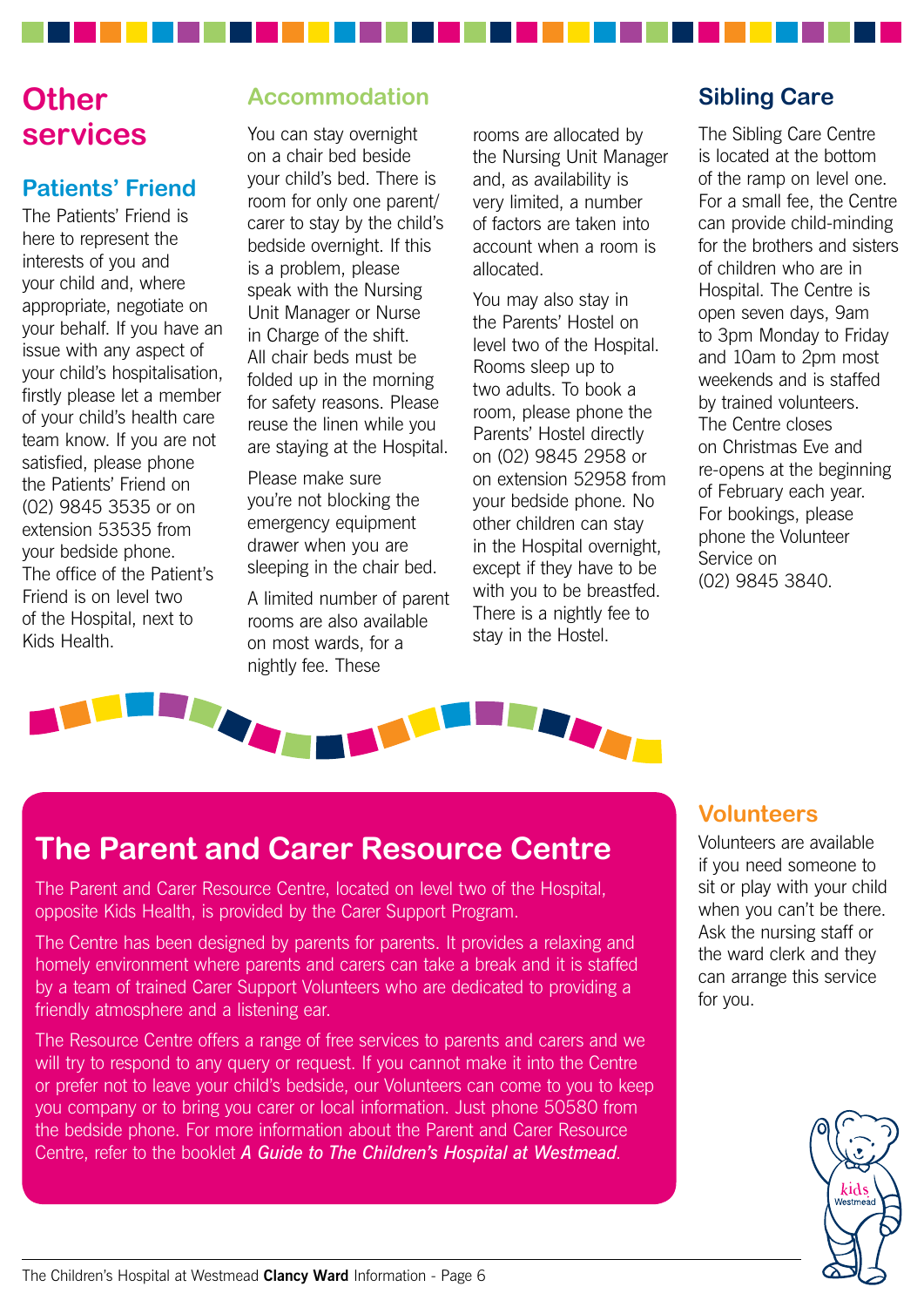# Other services

## Patients' Friend

The Patients' Friend is here to represent the interests of you and your child and, where appropriate, negotiate on your behalf. If you have an issue with any aspect of your child's hospitalisation, firstly please let a member of your child's health care team know. If you are not satisfied, please phone the Patients' Friend on (02) 9845 3535 or on extension 53535 from your bedside phone. The office of the Patient's Friend is on level two of the Hospital, next to Kids Health.

## Accommodation

You can stay overnight on a chair bed beside your child's bed. There is room for only one parent/ carer to stay by the child's bedside overnight. If this is a problem, please speak with the Nursing Unit Manager or Nurse in Charge of the shift. All chair beds must be folded up in the morning for safety reasons. Please reuse the linen while you are staying at the Hospital.

Please make sure you're not blocking the emergency equipment drawer when you are sleeping in the chair bed.

A limited number of parent rooms are also available on most wards, for a nightly fee. These rooms are allocated by the Nursing Unit Manager and, as availability is very limited, a number of factors are taken into account when a room is allocated.

You may also stay in the Parents' Hostel on level two of the Hospital. Rooms sleep up to two adults. To book a room, please phone the Parents' Hostel directly on (02) 9845 2958 or on extension 52958 from your bedside phone. No other children can stay in the Hospital overnight, except if they have to be with you to be breastfed. There is a nightly fee to stay in the Hostel.

## Sibling Care

The Sibling Care Centre is located at the bottom of the ramp on level one. For a small fee, the Centre can provide child-minding for the brothers and sisters of children who are in Hospital. The Centre is open seven days, 9am to 3pm Monday to Friday and 10am to 2pm most weekends and is staffed by trained volunteers. The Centre closes on Christmas Eve and re-opens at the beginning of February each year. For bookings, please phone the Volunteer Service on (02) 9845 3840.

## The Parent and Carer Resource Centre

The Parent and Carer Resource Centre, located on level two of the Hospital, opposite Kids Health, is provided by the Carer Support Program.

The Centre has been designed by parents for parents. It provides a relaxing and homely environment where parents and carers can take a break and it is staffed by a team of trained Carer Support Volunteers who are dedicated to providing a friendly atmosphere and a listening ear.

The Resource Centre offers a range of free services to parents and carers and we will try to respond to any query or request. If you cannot make it into the Centre or prefer not to leave your child's bedside, our Volunteers can come to you to keep you company or to bring you carer or local information. Just phone 50580 from the bedside phone. For more information about the Parent and Carer Resource Centre, refer to the booklet ***A Guide to The Children's Hospital at Westmead***.

## Volunteers

Volunteers are available if you need someone to sit or play with your child when you can't be there. Ask the nursing staff or the ward clerk and they can arrange this service for you.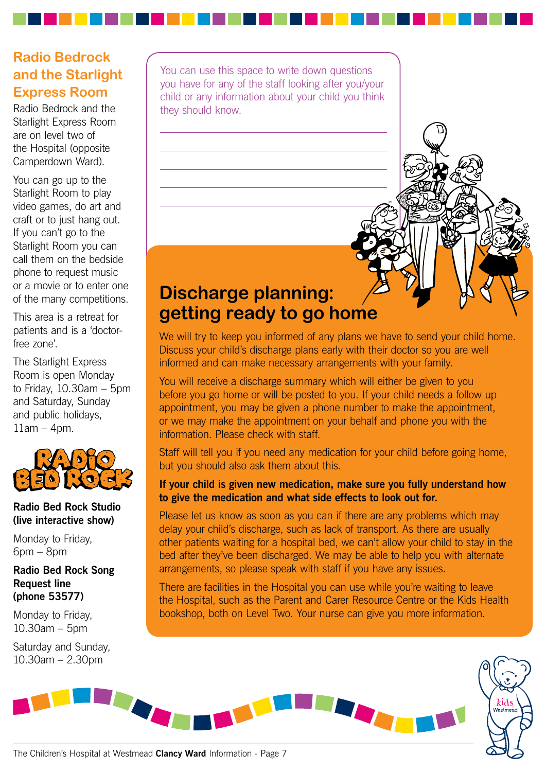## Radio Bedrock and the Starlight Express Room

Radio Bedrock and the Starlight Express Room are on level two of the Hospital (opposite Camperdown Ward).

You can go up to the Starlight Room to play video games, do art and craft or to just hang out. If you can't go to the Starlight Room you can call them on the bedside phone to request music or a movie or to enter one of the many competitions.

This area is a retreat for patients and is a 'doctor-free zone'.

The Starlight Express Room is open Monday to Friday, 10.30am – 5pm and Saturday, Sunday and public holidays, 11am – 4pm.

RADIO BED ROCK

**Radio Bed Rock Studio (live interactive show)**

Monday to Friday, 6pm – 8pm

**Radio Bed Rock Song Request line (phone 53577)**

Monday to Friday, 10.30am – 5pm

Saturday and Sunday, 10.30am – 2.30pm

You can use this space to write down questions you have for any of the staff looking after you/your child or any information about your child you think they should know.

\_\_\_\_\_\_\_\_\_\_\_\_\_\_\_\_\_\_\_\_\_\_\_\_\_\_\_\_\_\_\_\_\_\_\_\_\_\_\_\_

\_\_\_\_\_\_\_\_\_\_\_\_\_\_\_\_\_\_\_\_\_\_\_\_\_\_\_\_\_\_\_\_\_\_\_\_\_\_\_\_

\_\_\_\_\_\_\_\_\_\_\_\_\_\_\_\_\_\_\_\_\_\_\_\_\_\_\_\_\_\_\_\_\_\_\_\_\_\_\_\_

\_\_\_\_\_\_\_\_\_\_\_\_\_\_\_\_\_\_\_\_\_\_\_\_\_\_\_\_\_\_\_\_\_\_\_\_\_\_\_\_

\_\_\_\_\_\_\_\_\_\_\_\_\_\_\_\_\_\_\_\_\_\_\_\_\_\_\_\_\_\_\_\_\_\_\_\_\_\_\_\_

## Discharge planning: getting ready to go home

We will try to keep you informed of any plans we have to send your child home. Discuss your child's discharge plans early with their doctor so you are well informed and can make necessary arrangements with your family.

You will receive a discharge summary which will either be given to you before you go home or will be posted to you. If your child needs a follow up appointment, you may be given a phone number to make the appointment, or we may make the appointment on your behalf and phone you with the information. Please check with staff.

Staff will tell you if you need any medication for your child before going home, but you should also ask them about this.

**If your child is given new medication, make sure you fully understand how to give the medication and what side effects to look out for.**

Please let us know as soon as you can if there are any problems which may delay your child's discharge, such as lack of transport. As there are usually other patients waiting for a hospital bed, we can't allow your child to stay in the bed after they've been discharged. We may be able to help you with alternate arrangements, so please speak with staff if you have any issues.

There are facilities in the Hospital you can use while you're waiting to leave the Hospital, such as the Parent and Carer Resource Centre or the Kids Health bookshop, both on Level Two. Your nurse can give you more information.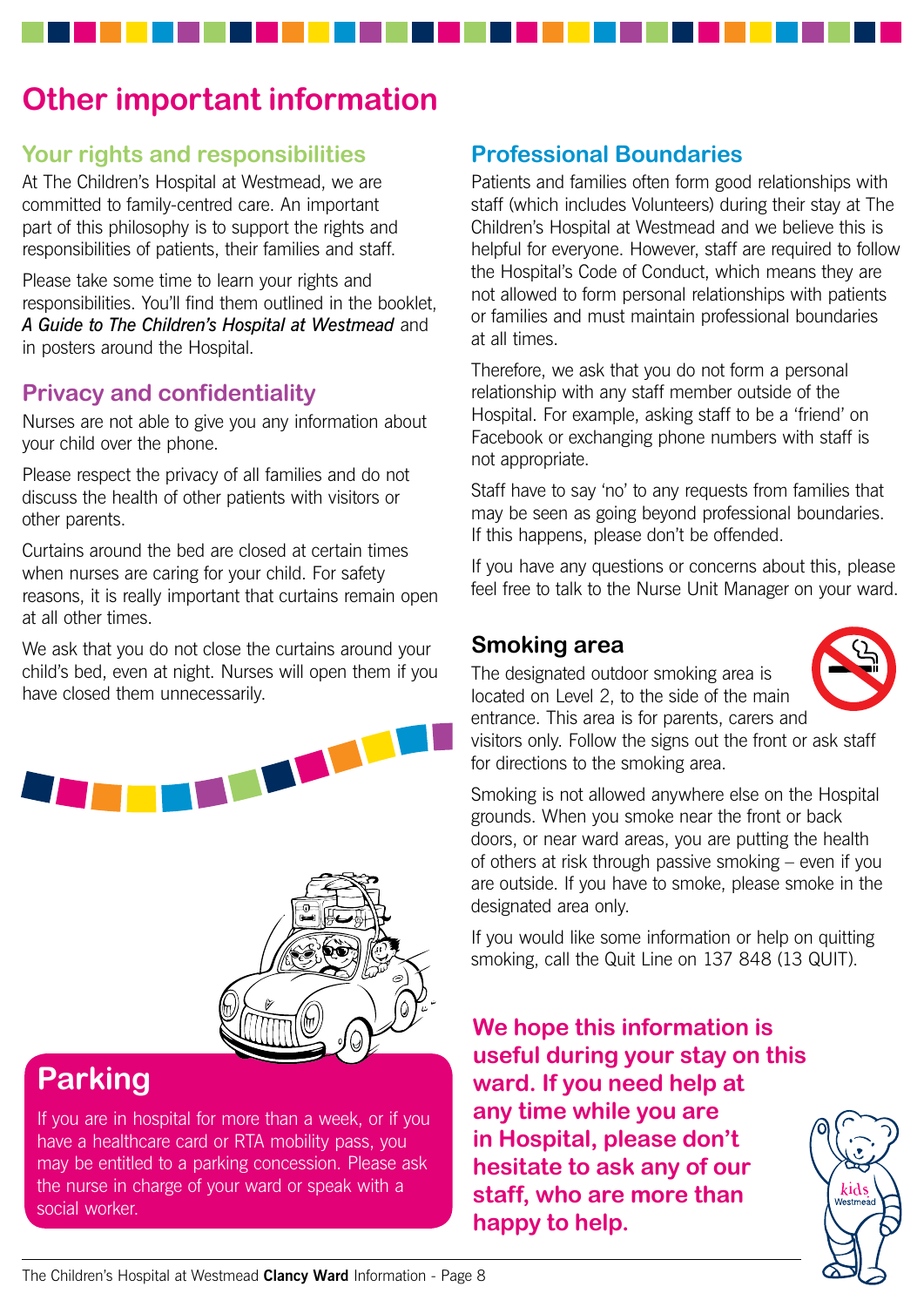# Other important information

## Your rights and responsibilities

At The Children's Hospital at Westmead, we are committed to family-centred care. An important part of this philosophy is to support the rights and responsibilities of patients, their families and staff.

Please take some time to learn your rights and responsibilities. You'll find them outlined in the booklet, ***A Guide to The Children's Hospital at Westmead*** and in posters around the Hospital.

## Privacy and confidentiality

Nurses are not able to give you any information about your child over the phone.

Please respect the privacy of all families and do not discuss the health of other patients with visitors or other parents.

Curtains around the bed are closed at certain times when nurses are caring for your child. For safety reasons, it is really important that curtains remain open at all other times.

We ask that you do not close the curtains around your child's bed, even at night. Nurses will open them if you have closed them unnecessarily.

## Parking

If you are in hospital for more than a week, or if you have a healthcare card or RTA mobility pass, you may be entitled to a parking concession. Please ask the nurse in charge of your ward or speak with a social worker.

## Professional Boundaries

Patients and families often form good relationships with staff (which includes Volunteers) during their stay at The Children's Hospital at Westmead and we believe this is helpful for everyone. However, staff are required to follow the Hospital's Code of Conduct, which means they are not allowed to form personal relationships with patients or families and must maintain professional boundaries at all times.

Therefore, we ask that you do not form a personal relationship with any staff member outside of the Hospital. For example, asking staff to be a 'friend' on Facebook or exchanging phone numbers with staff is not appropriate.

Staff have to say 'no' to any requests from families that may be seen as going beyond professional boundaries. If this happens, please don't be offended.

If you have any questions or concerns about this, please feel free to talk to the Nurse Unit Manager on your ward.

## Smoking area

The designated outdoor smoking area is located on Level 2, to the side of the main entrance. This area is for parents, carers and visitors only. Follow the signs out the front or ask staff for directions to the smoking area.

Smoking is not allowed anywhere else on the Hospital grounds. When you smoke near the front or back doors, or near ward areas, you are putting the health of others at risk through passive smoking – even if you are outside. If you have to smoke, please smoke in the designated area only.

If you would like some information or help on quitting smoking, call the Quit Line on 137 848 (13 QUIT).

**We hope this information is useful during your stay on this ward. If you need help at any time while you are in Hospital, please don't hesitate to ask any of our staff, who are more than happy to help.**